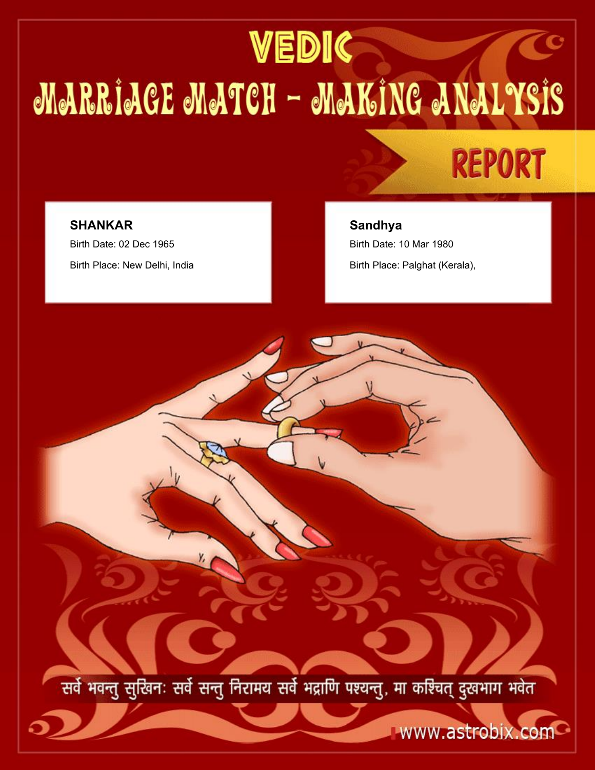# VEDIC

# MARRIAGE MATCH - MAKING ANALYSIS

## REPORT

**SHANKAR**

Birth Date: 02 Dec 1965

Birth Place: New Delhi, India

**Sandhya**

Birth Date: 10 Mar 1980

Birth Place: Palghat (Kerala),

सर्वे भवन्तु सुखिनः सर्वे सन्तु निरामय सर्वे भद्राणि पश्यन्तु, मा कश्चित् दुखभाग भवेत

www.astrobix.com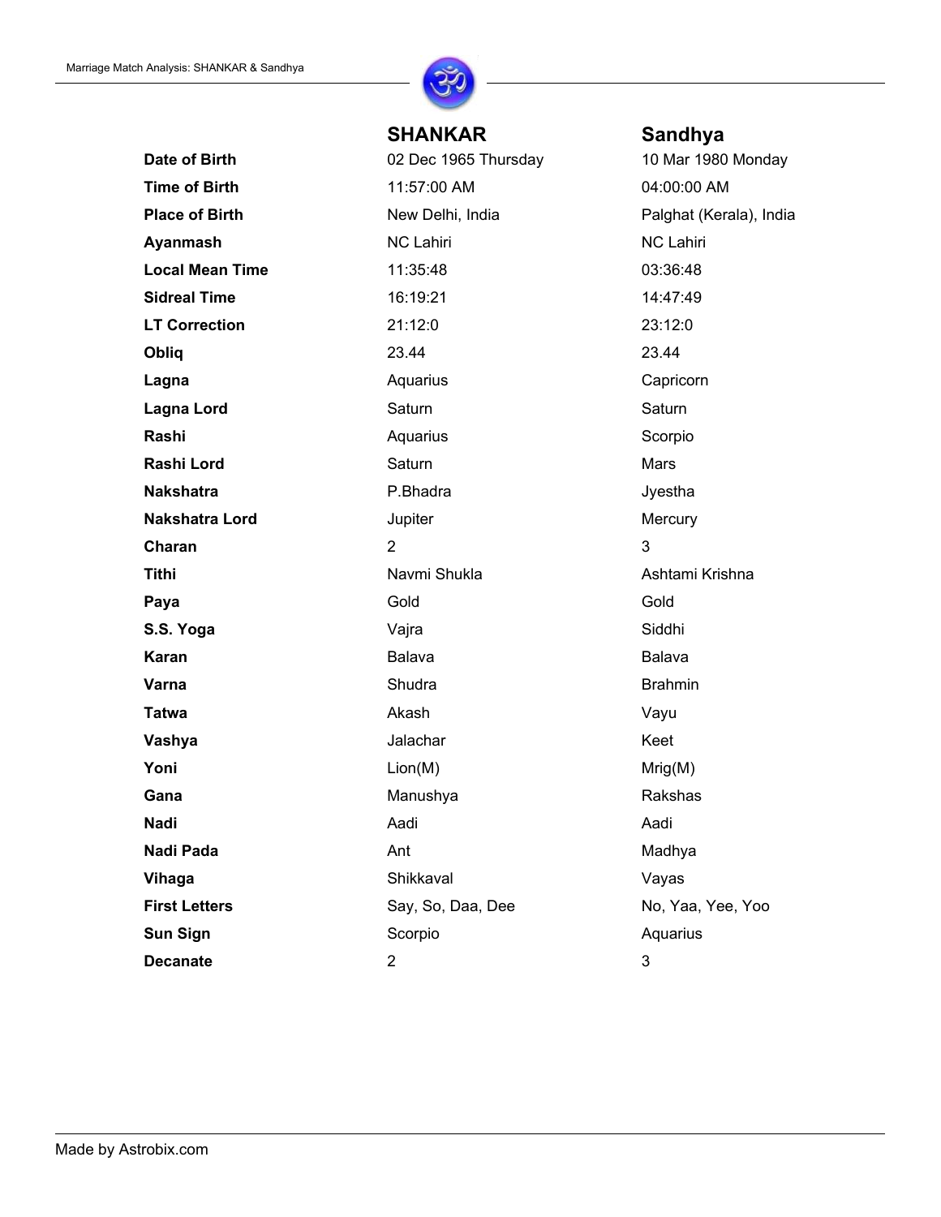| | SHANKAR | Sandhya |
|---|---|---|
| **Date of Birth** | 02 Dec 1965 Thursday | 10 Mar 1980 Monday |
| **Time of Birth** | 11:57:00 AM | 04:00:00 AM |
| **Place of Birth** | New Delhi, India | Palghat (Kerala), India |
| **Ayanmash** | NC Lahiri | NC Lahiri |
| **Local Mean Time** | 11:35:48 | 03:36:48 |
| **Sidreal Time** | 16:19:21 | 14:47:49 |
| **LT Correction** | 21:12:0 | 23:12:0 |
| **Obliq** | 23.44 | 23.44 |
| **Lagna** | Aquarius | Capricorn |
| **Lagna Lord** | Saturn | Saturn |
| **Rashi** | Aquarius | Scorpio |
| **Rashi Lord** | Saturn | Mars |
| **Nakshatra** | P.Bhadra | Jyestha |
| **Nakshatra Lord** | Jupiter | Mercury |
| **Charan** | 2 | 3 |
| **Tithi** | Navmi Shukla | Ashtami Krishna |
| **Paya** | Gold | Gold |
| **S.S. Yoga** | Vajra | Siddhi |
| **Karan** | Balava | Balava |
| **Varna** | Shudra | Brahmin |
| **Tatwa** | Akash | Vayu |
| **Vashya** | Jalachar | Keet |
| **Yoni** | Lion(M) | Mrig(M) |
| **Gana** | Manushya | Rakshas |
| **Nadi** | Aadi | Aadi |
| **Nadi Pada** | Ant | Madhya |
| **Vihaga** | Shikkaval | Vayas |
| **First Letters** | Say, So, Daa, Dee | No, Yaa, Yee, Yoo |
| **Sun Sign** | Scorpio | Aquarius |
| **Decanate** | 2 | 3 |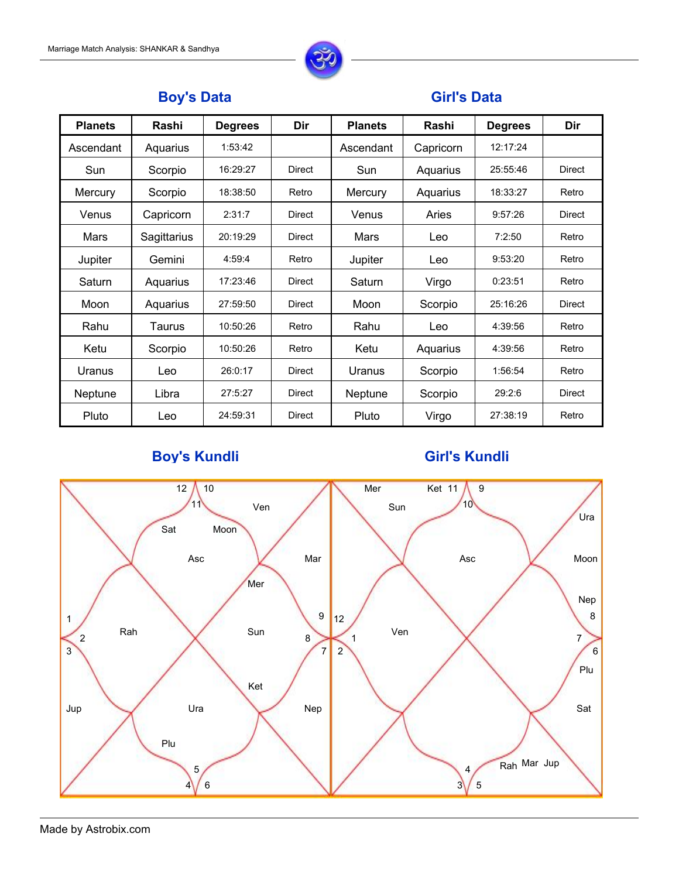## Boy's Data / Girl's Data

| Planets | Rashi | Degrees | Dir | Planets | Rashi | Degrees | Dir |
|---|---|---|---|---|---|---|---|
| Ascendant | Aquarius | 1:53:42 | | Ascendant | Capricorn | 12:17:24 | |
| Sun | Scorpio | 16:29:27 | Direct | Sun | Aquarius | 25:55:46 | Direct |
| Mercury | Scorpio | 18:38:50 | Retro | Mercury | Aquarius | 18:33:27 | Retro |
| Venus | Capricorn | 2:31:7 | Direct | Venus | Aries | 9:57:26 | Direct |
| Mars | Sagittarius | 20:19:29 | Direct | Mars | Leo | 7:2:50 | Retro |
| Jupiter | Gemini | 4:59:4 | Retro | Jupiter | Leo | 9:53:20 | Retro |
| Saturn | Aquarius | 17:23:46 | Direct | Saturn | Virgo | 0:23:51 | Retro |
| Moon | Aquarius | 27:59:50 | Direct | Moon | Scorpio | 25:16:26 | Direct |
| Rahu | Taurus | 10:50:26 | Retro | Rahu | Leo | 4:39:56 | Retro |
| Ketu | Scorpio | 10:50:26 | Retro | Ketu | Aquarius | 4:39:56 | Retro |
| Uranus | Leo | 26:0:17 | Direct | Uranus | Scorpio | 1:56:54 | Retro |
| Neptune | Libra | 27:5:27 | Direct | Neptune | Scorpio | 29:2:6 | Direct |
| Pluto | Leo | 24:59:31 | Direct | Pluto | Virgo | 27:38:19 | Retro |

## Boy's Kundli

## Girl's Kundli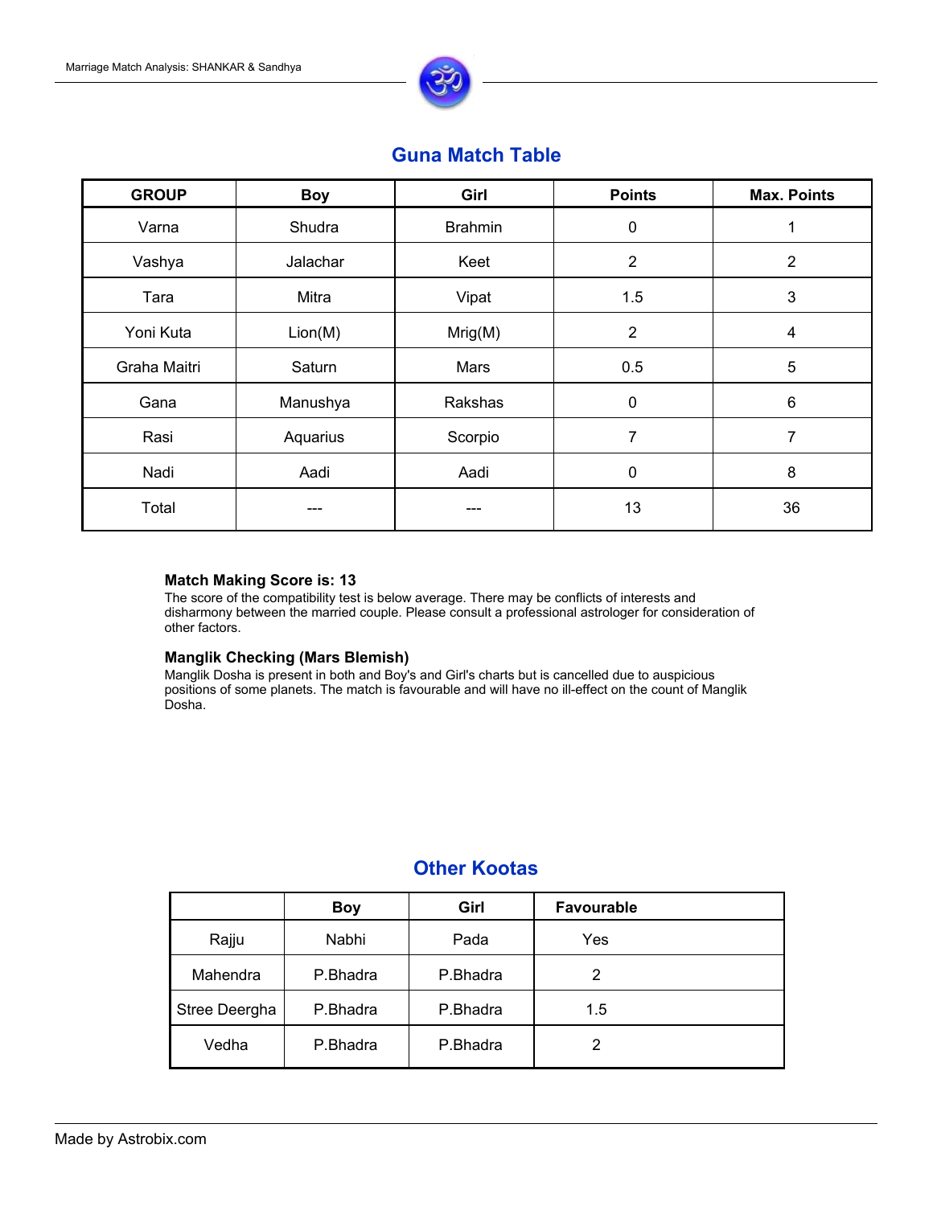## Guna Match Table

| GROUP | Boy | Girl | Points | Max. Points |
|---|---|---|---|---|
| Varna | Shudra | Brahmin | 0 | 1 |
| Vashya | Jalachar | Keet | 2 | 2 |
| Tara | Mitra | Vipat | 1.5 | 3 |
| Yoni Kuta | Lion(M) | Mrig(M) | 2 | 4 |
| Graha Maitri | Saturn | Mars | 0.5 | 5 |
| Gana | Manushya | Rakshas | 0 | 6 |
| Rasi | Aquarius | Scorpio | 7 | 7 |
| Nadi | Aadi | Aadi | 0 | 8 |
| Total | --- | --- | 13 | 36 |

**Match Making Score is: 13**

The score of the compatibility test is below average. There may be conflicts of interests and disharmony between the married couple. Please consult a professional astrologer for consideration of other factors.

**Manglik Checking (Mars Blemish)**

Manglik Dosha is present in both and Boy's and Girl's charts but is cancelled due to auspicious positions of some planets. The match is favourable and will have no ill-effect on the count of Manglik Dosha.

## Other Kootas

| | Boy | Girl | Favourable |
|---|---|---|---|
| Rajju | Nabhi | Pada | Yes |
| Mahendra | P.Bhadra | P.Bhadra | 2 |
| Stree Deergha | P.Bhadra | P.Bhadra | 1.5 |
| Vedha | P.Bhadra | P.Bhadra | 2 |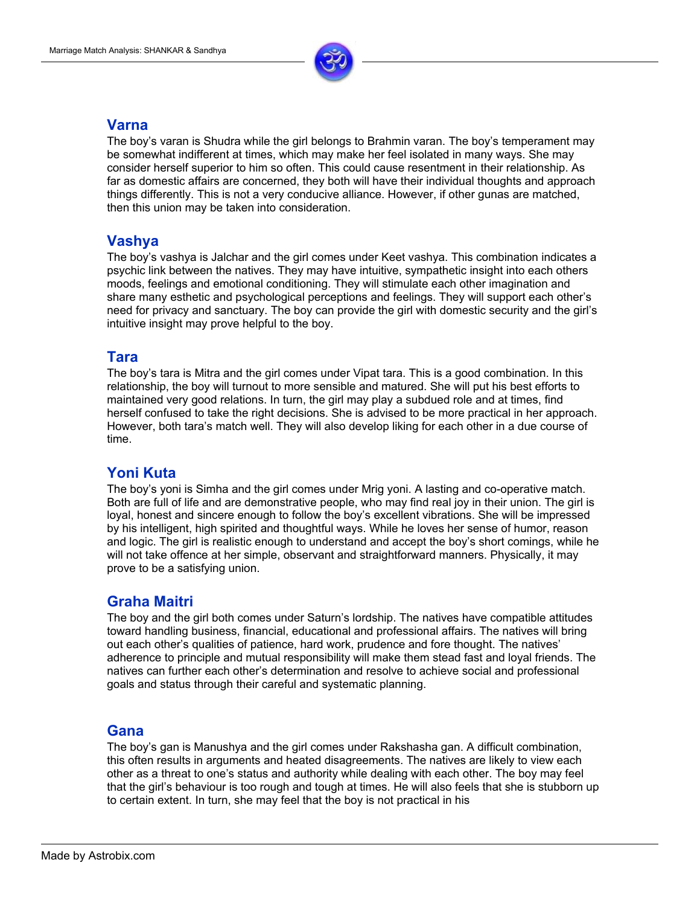## Varna

The boy's varan is Shudra while the girl belongs to Brahmin varan. The boy's temperament may be somewhat indifferent at times, which may make her feel isolated in many ways. She may consider herself superior to him so often. This could cause resentment in their relationship. As far as domestic affairs are concerned, they both will have their individual thoughts and approach things differently. This is not a very conducive alliance. However, if other gunas are matched, then this union may be taken into consideration.

## Vashya

The boy's vashya is Jalchar and the girl comes under Keet vashya. This combination indicates a psychic link between the natives. They may have intuitive, sympathetic insight into each others moods, feelings and emotional conditioning. They will stimulate each other imagination and share many esthetic and psychological perceptions and feelings. They will support each other's need for privacy and sanctuary. The boy can provide the girl with domestic security and the girl's intuitive insight may prove helpful to the boy.

## Tara

The boy's tara is Mitra and the girl comes under Vipat tara. This is a good combination. In this relationship, the boy will turnout to more sensible and matured. She will put his best efforts to maintained very good relations. In turn, the girl may play a subdued role and at times, find herself confused to take the right decisions. She is advised to be more practical in her approach. However, both tara's match well. They will also develop liking for each other in a due course of time.

## Yoni Kuta

The boy's yoni is Simha and the girl comes under Mrig yoni. A lasting and co-operative match. Both are full of life and are demonstrative people, who may find real joy in their union. The girl is loyal, honest and sincere enough to follow the boy's excellent vibrations. She will be impressed by his intelligent, high spirited and thoughtful ways. While he loves her sense of humor, reason and logic. The girl is realistic enough to understand and accept the boy's short comings, while he will not take offence at her simple, observant and straightforward manners. Physically, it may prove to be a satisfying union.

## Graha Maitri

The boy and the girl both comes under Saturn's lordship. The natives have compatible attitudes toward handling business, financial, educational and professional affairs. The natives will bring out each other's qualities of patience, hard work, prudence and fore thought. The natives' adherence to principle and mutual responsibility will make them stead fast and loyal friends. The natives can further each other's determination and resolve to achieve social and professional goals and status through their careful and systematic planning.

## Gana

The boy's gan is Manushya and the girl comes under Rakshasha gan. A difficult combination, this often results in arguments and heated disagreements. The natives are likely to view each other as a threat to one's status and authority while dealing with each other. The boy may feel that the girl's behaviour is too rough and tough at times. He will also feels that she is stubborn up to certain extent. In turn, she may feel that the boy is not practical in his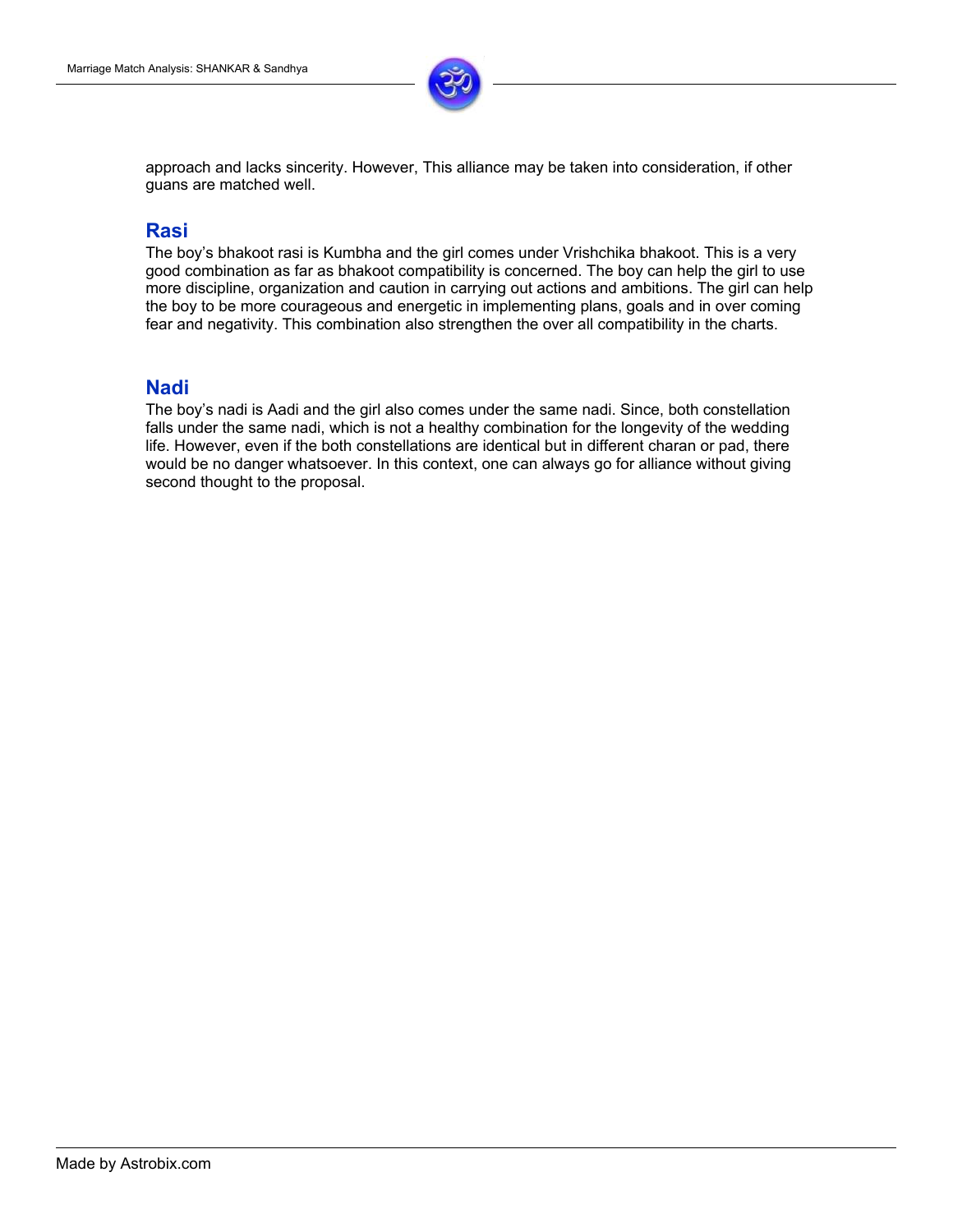approach and lacks sincerity. However, This alliance may be taken into consideration, if other guans are matched well.

## Rasi

The boy's bhakoot rasi is Kumbha and the girl comes under Vrishchika bhakoot. This is a very good combination as far as bhakoot compatibility is concerned. The boy can help the girl to use more discipline, organization and caution in carrying out actions and ambitions. The girl can help the boy to be more courageous and energetic in implementing plans, goals and in over coming fear and negativity. This combination also strengthen the over all compatibility in the charts.

## Nadi

The boy's nadi is Aadi and the girl also comes under the same nadi. Since, both constellation falls under the same nadi, which is not a healthy combination for the longevity of the wedding life. However, even if the both constellations are identical but in different charan or pad, there would be no danger whatsoever. In this context, one can always go for alliance without giving second thought to the proposal.